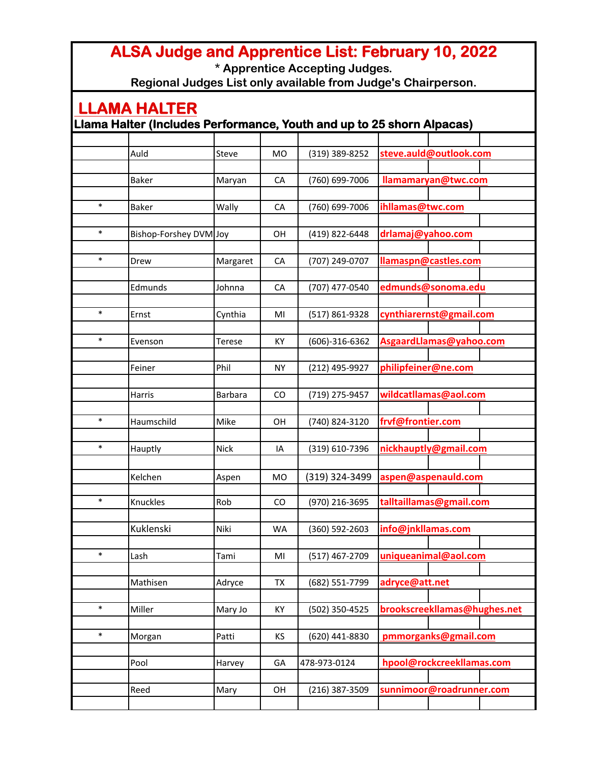# ALSA Judge and Apprentice List: February 10, 2022

\* Apprentice Accepting Judges.

Regional Judges List only available from Judge's Chairperson.

## LLAMA HALTER

**Llama Halter (Includes Performance, Youth and up to 25 shorn Alpacas)**

| | Last Name | First Name | State | Phone | Email |
|---|---|---|---|---|---|
| | Auld | Steve | MO | (319) 389-8252 | steve.auld@outlook.com |
| | Baker | Maryan | CA | (760) 699-7006 | llamamaryan@twc.com |
| * | Baker | Wally | CA | (760) 699-7006 | ihllamas@twc.com |
| * | Bishop-Forshey DVM | Joy | OH | (419) 822-6448 | drlamaj@yahoo.com |
| * | Drew | Margaret | CA | (707) 249-0707 | llamaspn@castles.com |
| | Edmunds | Johnna | CA | (707) 477-0540 | edmunds@sonoma.edu |
| * | Ernst | Cynthia | MI | (517) 861-9328 | cynthiarernst@gmail.com |
| * | Evenson | Terese | KY | (606)-316-6362 | AsgaardLlamas@yahoo.com |
| | Feiner | Phil | NY | (212) 495-9927 | philipfeiner@ne.com |
| | Harris | Barbara | CO | (719) 275-9457 | wildcatllamas@aol.com |
| * | Haumschild | Mike | OH | (740) 824-3120 | frvf@frontier.com |
| * | Hauptly | Nick | IA | (319) 610-7396 | nickhauptly@gmail.com |
| | Kelchen | Aspen | MO | (319) 324-3499 | aspen@aspenauld.com |
| * | Knuckles | Rob | CO | (970) 216-3695 | talltaillamas@gmail.com |
| | Kuklenski | Niki | WA | (360) 592-2603 | info@jnkllamas.com |
| * | Lash | Tami | MI | (517) 467-2709 | uniqueanimal@aol.com |
| | Mathisen | Adryce | TX | (682) 551-7799 | adryce@att.net |
| * | Miller | Mary Jo | KY | (502) 350-4525 | brookscreekllamas@hughes.net |
| * | Morgan | Patti | KS | (620) 441-8830 | pmmorganks@gmail.com |
| | Pool | Harvey | GA | 478-973-0124 | hpool@rockcreekllamas.com |
| | Reed | Mary | OH | (216) 387-3509 | sunnimoor@roadrunner.com |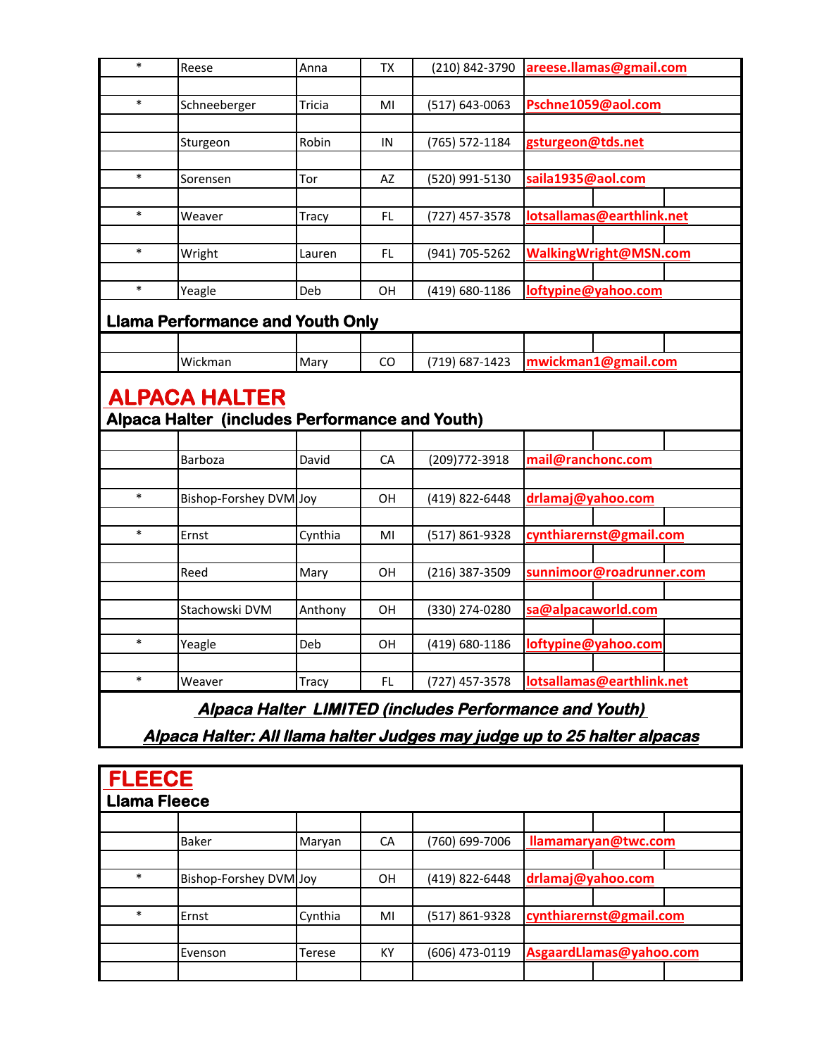| | | | | | |
|---|---|---|---|---|---|
| * | Reese | Anna | TX | (210) 842-3790 | areese.llamas@gmail.com |
| * | Schneeberger | Tricia | MI | (517) 643-0063 | Pschne1059@aol.com |
| | Sturgeon | Robin | IN | (765) 572-1184 | gsturgeon@tds.net |
| * | Sorensen | Tor | AZ | (520) 991-5130 | saila1935@aol.com |
| * | Weaver | Tracy | FL | (727) 457-3578 | lotsallamas@earthlink.net |
| * | Wright | Lauren | FL | (941) 705-5262 | WalkingWright@MSN.com |
| * | Yeagle | Deb | OH | (419) 680-1186 | loftypine@yahoo.com |

**Llama Performance and Youth Only**

| | | | | | |
|---|---|---|---|---|---|
| | Wickman | Mary | CO | (719) 687-1423 | mwickman1@gmail.com |

# ALPACA HALTER

**Alpaca Halter (includes Performance and Youth)**

| | | | | | |
|---|---|---|---|---|---|
| | Barboza | David | CA | (209)772-3918 | mail@ranchonc.com |
| * | Bishop-Forshey DVM | Joy | OH | (419) 822-6448 | drlamaj@yahoo.com |
| * | Ernst | Cynthia | MI | (517) 861-9328 | cynthiarernst@gmail.com |
| | Reed | Mary | OH | (216) 387-3509 | sunnimoor@roadrunner.com |
| | Stachowski DVM | Anthony | OH | (330) 274-0280 | sa@alpacaworld.com |
| * | Yeagle | Deb | OH | (419) 680-1186 | loftypine@yahoo.com |
| * | Weaver | Tracy | FL | (727) 457-3578 | lotsallamas@earthlink.net |

***Alpaca Halter LIMITED (includes Performance and Youth)***

***Alpaca Halter: All llama halter Judges may judge up to 25 halter alpacas***

# FLEECE

**Llama Fleece**

| | | | | | |
|---|---|---|---|---|---|
| | Baker | Maryan | CA | (760) 699-7006 | llamamaryan@twc.com |
| * | Bishop-Forshey DVM | Joy | OH | (419) 822-6448 | drlamaj@yahoo.com |
| * | Ernst | Cynthia | MI | (517) 861-9328 | cynthiarernst@gmail.com |
| | Evenson | Terese | KY | (606) 473-0119 | AsgaardLlamas@yahoo.com |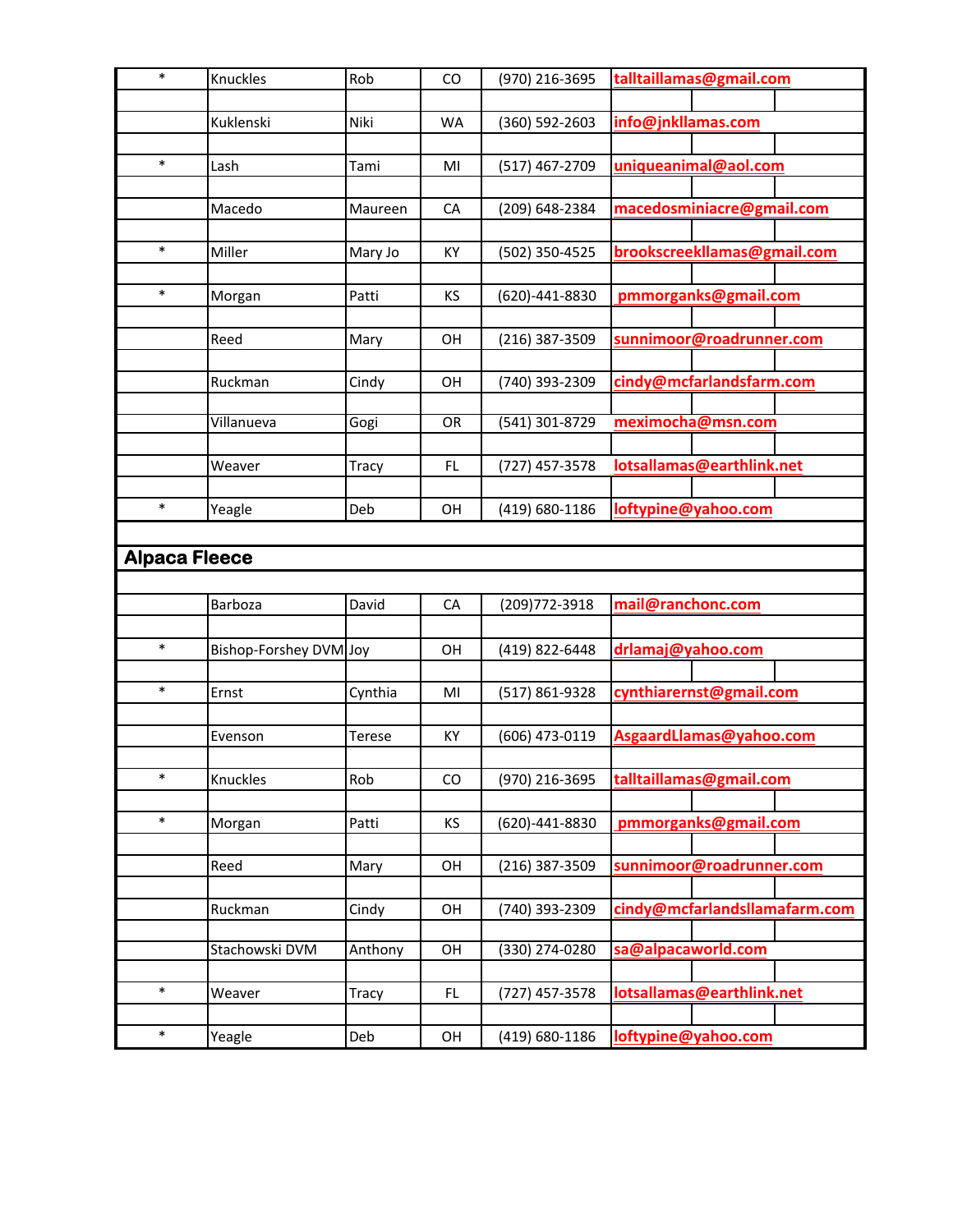| | | | | | |
|---|---|---|---|---|---|
| * | Knuckles | Rob | CO | (970) 216-3695 | talltaillamas@gmail.com |
| | Kuklenski | Niki | WA | (360) 592-2603 | info@jnkllamas.com |
| * | Lash | Tami | MI | (517) 467-2709 | uniqueanimal@aol.com |
| | Macedo | Maureen | CA | (209) 648-2384 | macedosminiacre@gmail.com |
| * | Miller | Mary Jo | KY | (502) 350-4525 | brookscreekllamas@gmail.com |
| * | Morgan | Patti | KS | (620)-441-8830 | pmmorganks@gmail.com |
| | Reed | Mary | OH | (216) 387-3509 | sunnimoor@roadrunner.com |
| | Ruckman | Cindy | OH | (740) 393-2309 | cindy@mcfarlandsfarm.com |
| | Villanueva | Gogi | OR | (541) 301-8729 | meximocha@msn.com |
| | Weaver | Tracy | FL | (727) 457-3578 | lotsallamas@earthlink.net |
| * | Yeagle | Deb | OH | (419) 680-1186 | loftypine@yahoo.com |

## Alpaca Fleece

| | | | | | |
|---|---|---|---|---|---|
| | Barboza | David | CA | (209)772-3918 | mail@ranchonc.com |
| * | Bishop-Forshey DVM | Joy | OH | (419) 822-6448 | drlamaj@yahoo.com |
| * | Ernst | Cynthia | MI | (517) 861-9328 | cynthiarernst@gmail.com |
| | Evenson | Terese | KY | (606) 473-0119 | AsgaardLlamas@yahoo.com |
| * | Knuckles | Rob | CO | (970) 216-3695 | talltaillamas@gmail.com |
| * | Morgan | Patti | KS | (620)-441-8830 | pmmorganks@gmail.com |
| | Reed | Mary | OH | (216) 387-3509 | sunnimoor@roadrunner.com |
| | Ruckman | Cindy | OH | (740) 393-2309 | cindy@mcfarlandsllamafarm.com |
| | Stachowski DVM | Anthony | OH | (330) 274-0280 | sa@alpacaworld.com |
| * | Weaver | Tracy | FL | (727) 457-3578 | lotsallamas@earthlink.net |
| * | Yeagle | Deb | OH | (419) 680-1186 | loftypine@yahoo.com |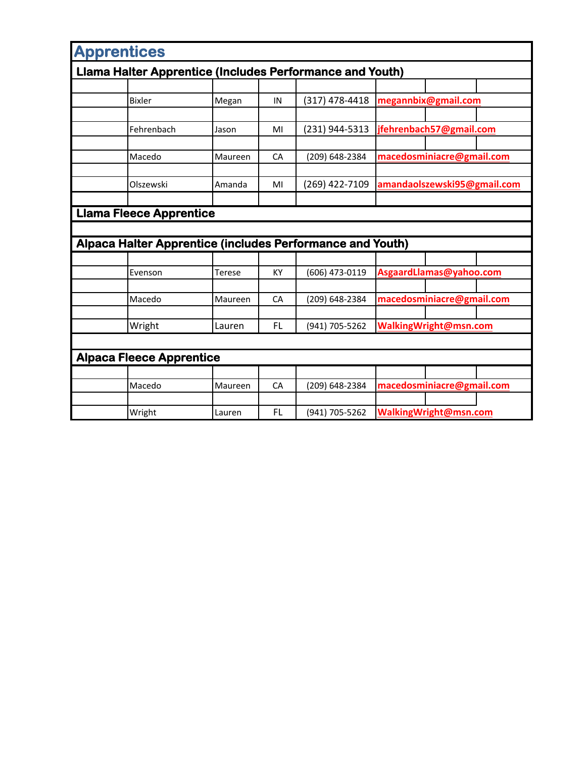# Apprentices

## Llama Halter Apprentice (Includes Performance and Youth)

| | | | | | |
|---|---|---|---|---|---|
| | Bixler | Megan | IN | (317) 478-4418 | megannbix@gmail.com |
| | Fehrenbach | Jason | MI | (231) 944-5313 | jfehrenbach57@gmail.com |
| | Macedo | Maureen | CA | (209) 648-2384 | macedosminiacre@gmail.com |
| | Olszewski | Amanda | MI | (269) 422-7109 | amandaolszewski95@gmail.com |

## Llama Fleece Apprentice

## Alpaca Halter Apprentice (includes Performance and Youth)

| | | | | | |
|---|---|---|---|---|---|
| | Evenson | Terese | KY | (606) 473-0119 | AsgaardLlamas@yahoo.com |
| | Macedo | Maureen | CA | (209) 648-2384 | macedosminiacre@gmail.com |
| | Wright | Lauren | FL | (941) 705-5262 | WalkingWright@msn.com |

## Alpaca Fleece Apprentice

| | | | | | |
|---|---|---|---|---|---|
| | Macedo | Maureen | CA | (209) 648-2384 | macedosminiacre@gmail.com |
| | Wright | Lauren | FL | (941) 705-5262 | WalkingWright@msn.com |